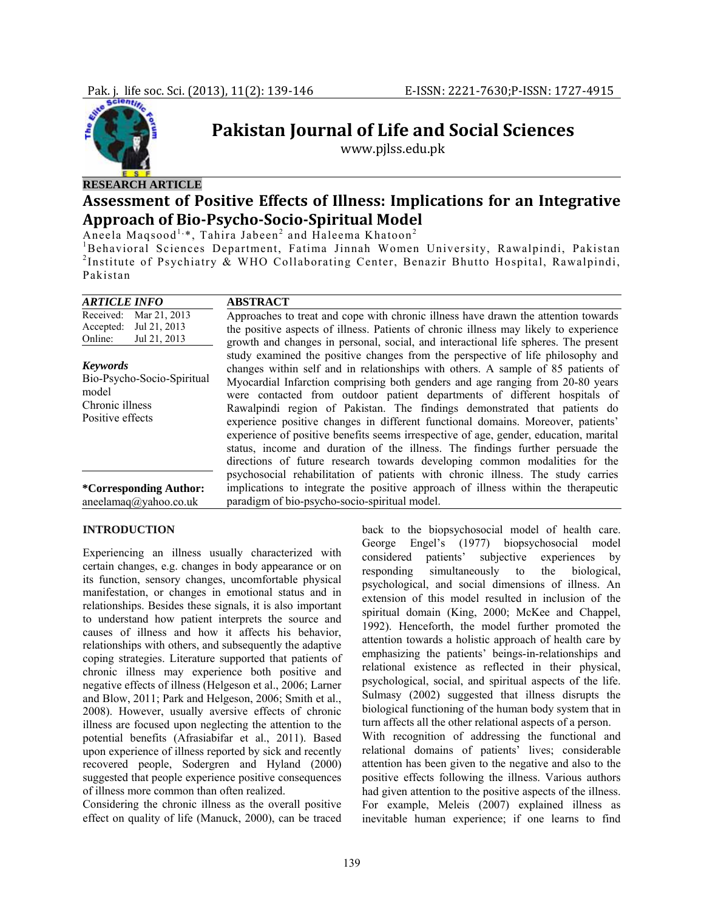# Pakistan Journal of Life and Social Sciences

www.pjlss.edu.pk

RESEARCH ARTICLE

## Assessment of Positive Effects of Illness: Implications for an Integrative Approach of Bio-Psycho-Socio-Spiritual Model

Aneela Maqsood[1,*], Tahira Jabeen[2] and Haleema Khatoon[2]

[1]Behavioral Sciences Department, Fatima Jinnah Women University, Rawalpindi, Pakistan
[2]Institute of Psychiatry & WHO Collaborating Center, Benazir Bhutto Hospital, Rawalpindi, Pakistan

| ARTICLE INFO | |
|---|---|
| Received: | Mar 21, 2013 |
| Accepted: | Jul 21, 2013 |
| Online: | Jul 21, 2013 |

***Keywords***

Bio-Psycho-Socio-Spiritual model
Chronic illness
Positive effects

**\*Corresponding Author:**
aneelamaq@yahoo.co.uk

### ABSTRACT

Approaches to treat and cope with chronic illness have drawn the attention towards the positive aspects of illness. Patients of chronic illness may likely to experience growth and changes in personal, social, and interactional life spheres. The present study examined the positive changes from the perspective of life philosophy and changes within self and in relationships with others. A sample of 85 patients of Myocardial Infarction comprising both genders and age ranging from 20-80 years were contacted from outdoor patient departments of different hospitals of Rawalpindi region of Pakistan. The findings demonstrated that patients do experience positive changes in different functional domains. Moreover, patients' experience of positive benefits seems irrespective of age, gender, education, marital status, income and duration of the illness. The findings further persuade the directions of future research towards developing common modalities for the psychosocial rehabilitation of patients with chronic illness. The study carries implications to integrate the positive approach of illness within the therapeutic paradigm of bio-psycho-socio-spiritual model.

### INTRODUCTION

Experiencing an illness usually characterized with certain changes, e.g. changes in body appearance or on its function, sensory changes, uncomfortable physical manifestation, or changes in emotional status and in relationships. Besides these signals, it is also important to understand how patient interprets the source and causes of illness and how it affects his behavior, relationships with others, and subsequently the adaptive coping strategies. Literature supported that patients of chronic illness may experience both positive and negative effects of illness (Helgeson et al., 2006; Larner and Blow, 2011; Park and Helgeson, 2006; Smith et al., 2008). However, usually aversive effects of chronic illness are focused upon neglecting the attention to the potential benefits (Afrasiabifar et al., 2011). Based upon experience of illness reported by sick and recently recovered people, Sodergren and Hyland (2000) suggested that people experience positive consequences of illness more common than often realized.

Considering the chronic illness as the overall positive effect on quality of life (Manuck, 2000), can be traced back to the biopsychosocial model of health care. George Engel's (1977) biopsychosocial model considered patients' subjective experiences by responding simultaneously to the biological, psychological, and social dimensions of illness. An extension of this model resulted in inclusion of the spiritual domain (King, 2000; McKee and Chappel, 1992). Henceforth, the model further promoted the attention towards a holistic approach of health care by emphasizing the patients' beings-in-relationships and relational existence as reflected in their physical, psychological, social, and spiritual aspects of the life. Sulmasy (2002) suggested that illness disrupts the biological functioning of the human body system that in turn affects all the other relational aspects of a person.

With recognition of addressing the functional and relational domains of patients' lives; considerable attention has been given to the negative and also to the positive effects following the illness. Various authors had given attention to the positive aspects of the illness. For example, Meleis (2007) explained illness as inevitable human experience; if one learns to find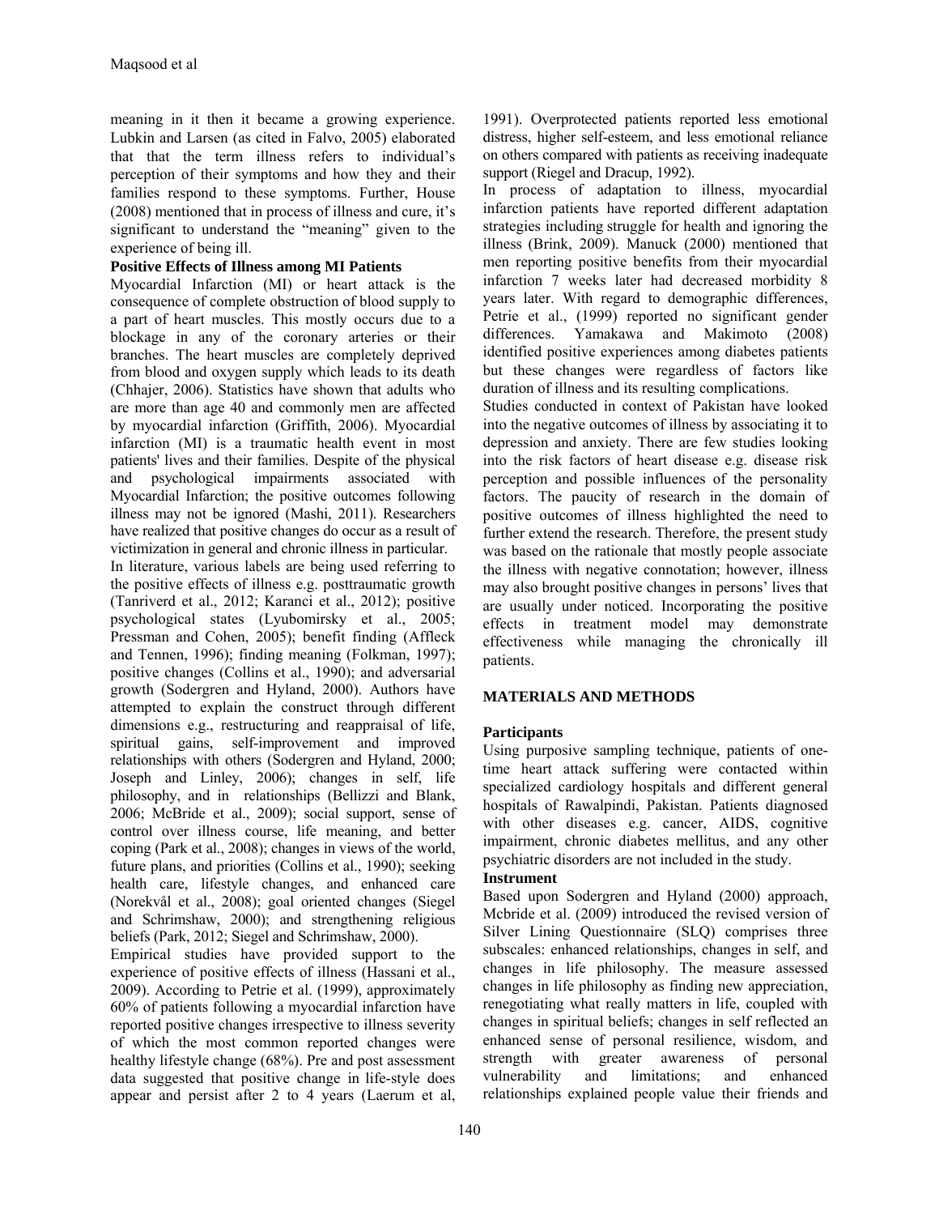meaning in it then it became a growing experience. Lubkin and Larsen (as cited in Falvo, 2005) elaborated that that the term illness refers to individual's perception of their symptoms and how they and their families respond to these symptoms. Further, House (2008) mentioned that in process of illness and cure, it's significant to understand the "meaning" given to the experience of being ill.

**Positive Effects of Illness among MI Patients**

Myocardial Infarction (MI) or heart attack is the consequence of complete obstruction of blood supply to a part of heart muscles. This mostly occurs due to a blockage in any of the coronary arteries or their branches. The heart muscles are completely deprived from blood and oxygen supply which leads to its death (Chhajer, 2006). Statistics have shown that adults who are more than age 40 and commonly men are affected by myocardial infarction (Griffith, 2006). Myocardial infarction (MI) is a traumatic health event in most patients' lives and their families. Despite of the physical and psychological impairments associated with Myocardial Infarction; the positive outcomes following illness may not be ignored (Mashi, 2011). Researchers have realized that positive changes do occur as a result of victimization in general and chronic illness in particular.

In literature, various labels are being used referring to the positive effects of illness e.g. posttraumatic growth (Tanriverd et al., 2012; Karanci et al., 2012); positive psychological states (Lyubomirsky et al., 2005; Pressman and Cohen, 2005); benefit finding (Affleck and Tennen, 1996); finding meaning (Folkman, 1997); positive changes (Collins et al., 1990); and adversarial growth (Sodergren and Hyland, 2000). Authors have attempted to explain the construct through different dimensions e.g., restructuring and reappraisal of life, spiritual gains, self-improvement and improved relationships with others (Sodergren and Hyland, 2000; Joseph and Linley, 2006); changes in self, life philosophy, and in relationships (Bellizzi and Blank, 2006; McBride et al., 2009); social support, sense of control over illness course, life meaning, and better coping (Park et al., 2008); changes in views of the world, future plans, and priorities (Collins et al., 1990); seeking health care, lifestyle changes, and enhanced care (Norekvål et al., 2008); goal oriented changes (Siegel and Schrimshaw, 2000); and strengthening religious beliefs (Park, 2012; Siegel and Schrimshaw, 2000).

Empirical studies have provided support to the experience of positive effects of illness (Hassani et al., 2009). According to Petrie et al. (1999), approximately 60% of patients following a myocardial infarction have reported positive changes irrespective to illness severity of which the most common reported changes were healthy lifestyle change (68%). Pre and post assessment data suggested that positive change in life-style does appear and persist after 2 to 4 years (Laerum et al, 1991). Overprotected patients reported less emotional distress, higher self-esteem, and less emotional reliance on others compared with patients as receiving inadequate support (Riegel and Dracup, 1992).

In process of adaptation to illness, myocardial infarction patients have reported different adaptation strategies including struggle for health and ignoring the illness (Brink, 2009). Manuck (2000) mentioned that men reporting positive benefits from their myocardial infarction 7 weeks later had decreased morbidity 8 years later. With regard to demographic differences, Petrie et al., (1999) reported no significant gender differences. Yamakawa and Makimoto (2008) identified positive experiences among diabetes patients but these changes were regardless of factors like duration of illness and its resulting complications.

Studies conducted in context of Pakistan have looked into the negative outcomes of illness by associating it to depression and anxiety. There are few studies looking into the risk factors of heart disease e.g. disease risk perception and possible influences of the personality factors. The paucity of research in the domain of positive outcomes of illness highlighted the need to further extend the research. Therefore, the present study was based on the rationale that mostly people associate the illness with negative connotation; however, illness may also brought positive changes in persons' lives that are usually under noticed. Incorporating the positive effects in treatment model may demonstrate effectiveness while managing the chronically ill patients.

## MATERIALS AND METHODS

**Participants**

Using purposive sampling technique, patients of one-time heart attack suffering were contacted within specialized cardiology hospitals and different general hospitals of Rawalpindi, Pakistan. Patients diagnosed with other diseases e.g. cancer, AIDS, cognitive impairment, chronic diabetes mellitus, and any other psychiatric disorders are not included in the study.

**Instrument**

Based upon Sodergren and Hyland (2000) approach, Mcbride et al. (2009) introduced the revised version of Silver Lining Questionnaire (SLQ) comprises three subscales: enhanced relationships, changes in self, and changes in life philosophy. The measure assessed changes in life philosophy as finding new appreciation, renegotiating what really matters in life, coupled with changes in spiritual beliefs; changes in self reflected an enhanced sense of personal resilience, wisdom, and strength with greater awareness of personal vulnerability and limitations; and enhanced relationships explained people value their friends and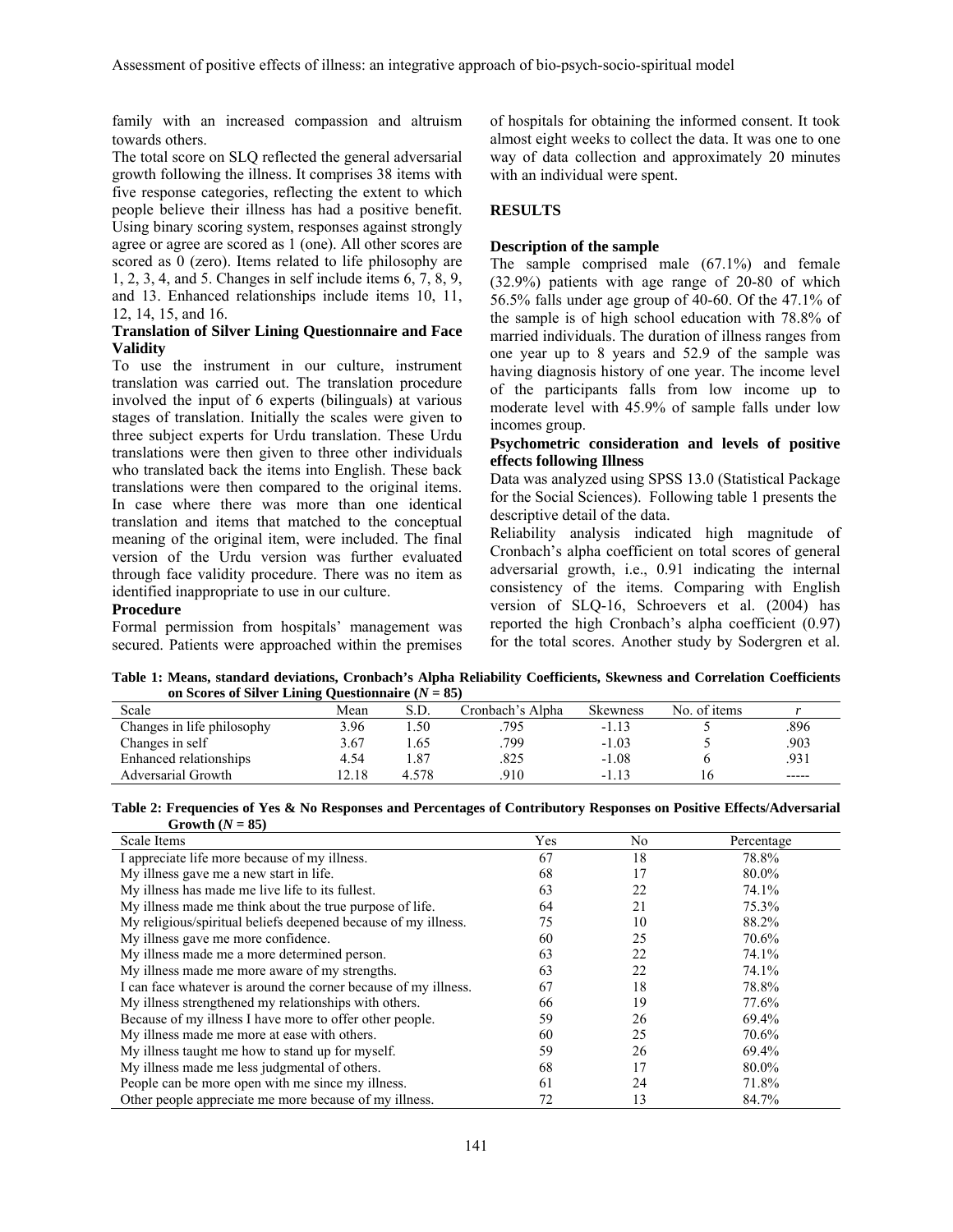family with an increased compassion and altruism towards others.

The total score on SLQ reflected the general adversarial growth following the illness. It comprises 38 items with five response categories, reflecting the extent to which people believe their illness has had a positive benefit. Using binary scoring system, responses against strongly agree or agree are scored as 1 (one). All other scores are scored as 0 (zero). Items related to life philosophy are 1, 2, 3, 4, and 5. Changes in self include items 6, 7, 8, 9, and 13. Enhanced relationships include items 10, 11, 12, 14, 15, and 16.

### Translation of Silver Lining Questionnaire and Face Validity

To use the instrument in our culture, instrument translation was carried out. The translation procedure involved the input of 6 experts (bilinguals) at various stages of translation. Initially the scales were given to three subject experts for Urdu translation. These Urdu translations were then given to three other individuals who translated back the items into English. These back translations were then compared to the original items. In case where there was more than one identical translation and items that matched to the conceptual meaning of the original item, were included. The final version of the Urdu version was further evaluated through face validity procedure. There was no item as identified inappropriate to use in our culture.

### Procedure

Formal permission from hospitals' management was secured. Patients were approached within the premises of hospitals for obtaining the informed consent. It took almost eight weeks to collect the data. It was one to one way of data collection and approximately 20 minutes with an individual were spent.

## RESULTS

### Description of the sample

The sample comprised male (67.1%) and female (32.9%) patients with age range of 20-80 of which 56.5% falls under age group of 40-60. Of the 47.1% of the sample is of high school education with 78.8% of married individuals. The duration of illness ranges from one year up to 8 years and 52.9 of the sample was having diagnosis history of one year. The income level of the participants falls from low income up to moderate level with 45.9% of sample falls under low incomes group.

### Psychometric consideration and levels of positive effects following Illness

Data was analyzed using SPSS 13.0 (Statistical Package for the Social Sciences). Following table 1 presents the descriptive detail of the data.

Reliability analysis indicated high magnitude of Cronbach's alpha coefficient on total scores of general adversarial growth, i.e., 0.91 indicating the internal consistency of the items. Comparing with English version of SLQ-16, Schroevers et al. (2004) has reported the high Cronbach's alpha coefficient (0.97) for the total scores. Another study by Sodergren et al.

**Table 1: Means, standard deviations, Cronbach's Alpha Reliability Coefficients, Skewness and Correlation Coefficients on Scores of Silver Lining Questionnaire ($N$ = 85)**

| Scale | Mean | S.D. | Cronbach's Alpha | Skewness | No. of items | $r$ |
|---|---|---|---|---|---|---|
| Changes in life philosophy | 3.96 | 1.50 | .795 | -1.13 | 5 | .896 |
| Changes in self | 3.67 | 1.65 | .799 | -1.03 | 5 | .903 |
| Enhanced relationships | 4.54 | 1.87 | .825 | -1.08 | 6 | .931 |
| Adversarial Growth | 12.18 | 4.578 | .910 | -1.13 | 16 | ----- |

**Table 2: Frequencies of Yes & No Responses and Percentages of Contributory Responses on Positive Effects/Adversarial Growth ($N$ = 85)**

| Scale Items | Yes | No | Percentage |
|---|---|---|---|
| I appreciate life more because of my illness. | 67 | 18 | 78.8% |
| My illness gave me a new start in life. | 68 | 17 | 80.0% |
| My illness has made me live life to its fullest. | 63 | 22 | 74.1% |
| My illness made me think about the true purpose of life. | 64 | 21 | 75.3% |
| My religious/spiritual beliefs deepened because of my illness. | 75 | 10 | 88.2% |
| My illness gave me more confidence. | 60 | 25 | 70.6% |
| My illness made me a more determined person. | 63 | 22 | 74.1% |
| My illness made me more aware of my strengths. | 63 | 22 | 74.1% |
| I can face whatever is around the corner because of my illness. | 67 | 18 | 78.8% |
| My illness strengthened my relationships with others. | 66 | 19 | 77.6% |
| Because of my illness I have more to offer other people. | 59 | 26 | 69.4% |
| My illness made me more at ease with others. | 60 | 25 | 70.6% |
| My illness taught me how to stand up for myself. | 59 | 26 | 69.4% |
| My illness made me less judgmental of others. | 68 | 17 | 80.0% |
| People can be more open with me since my illness. | 61 | 24 | 71.8% |
| Other people appreciate me more because of my illness. | 72 | 13 | 84.7% |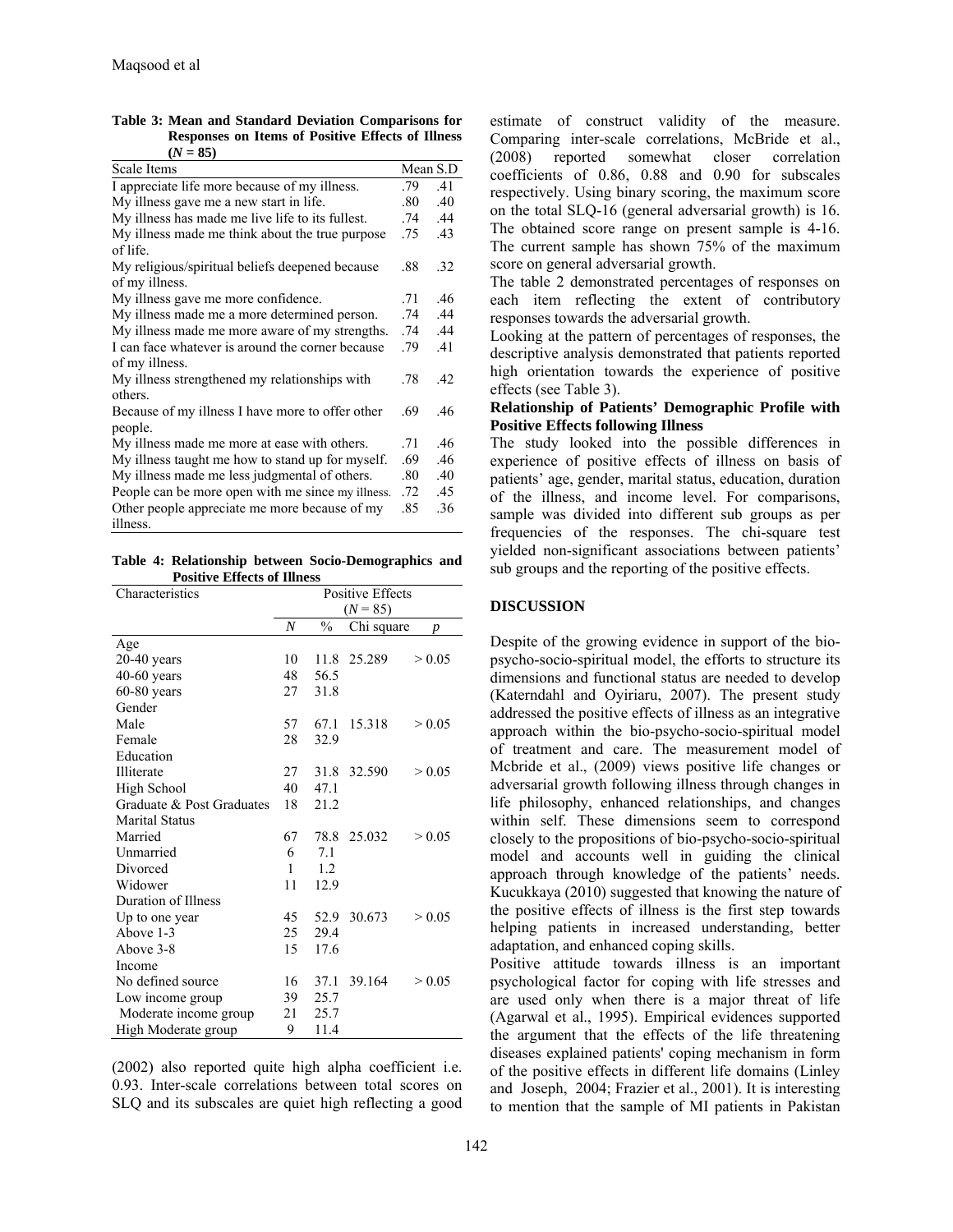**Table 3: Mean and Standard Deviation Comparisons for Responses on Items of Positive Effects of Illness ($N$ = 85)**

| Scale Items | Mean | S.D |
|---|---|---|
| I appreciate life more because of my illness. | .79 | .41 |
| My illness gave me a new start in life. | .80 | .40 |
| My illness has made me live life to its fullest. | .74 | .44 |
| My illness made me think about the true purpose of life. | .75 | .43 |
| My religious/spiritual beliefs deepened because of my illness. | .88 | .32 |
| My illness gave me more confidence. | .71 | .46 |
| My illness made me a more determined person. | .74 | .44 |
| My illness made me more aware of my strengths. | .74 | .44 |
| I can face whatever is around the corner because of my illness. | .79 | .41 |
| My illness strengthened my relationships with others. | .78 | .42 |
| Because of my illness I have more to offer other people. | .69 | .46 |
| My illness made me more at ease with others. | .71 | .46 |
| My illness taught me how to stand up for myself. | .69 | .46 |
| My illness made me less judgmental of others. | .80 | .40 |
| People can be more open with me since my illness. | .72 | .45 |
| Other people appreciate me more because of my illness. | .85 | .36 |

**Table 4: Relationship between Socio-Demographics and Positive Effects of Illness**

| Characteristics | Positive Effects ($N$ = 85) | | | |
|---|---|---|---|---|
| | $N$ | % | Chi square | $p$ |
| Age | | | | |
| 20-40 years | 10 | 11.8 | 25.289 | > 0.05 |
| 40-60 years | 48 | 56.5 | | |
| 60-80 years | 27 | 31.8 | | |
| Gender | | | | |
| Male | 57 | 67.1 | 15.318 | > 0.05 |
| Female | 28 | 32.9 | | |
| Education | | | | |
| Illiterate | 27 | 31.8 | 32.590 | > 0.05 |
| High School | 40 | 47.1 | | |
| Graduate & Post Graduates | 18 | 21.2 | | |
| Marital Status | | | | |
| Married | 67 | 78.8 | 25.032 | > 0.05 |
| Unmarried | 6 | 7.1 | | |
| Divorced | 1 | 1.2 | | |
| Widower | 11 | 12.9 | | |
| Duration of Illness | | | | |
| Up to one year | 45 | 52.9 | 30.673 | > 0.05 |
| Above 1-3 | 25 | 29.4 | | |
| Above 3-8 | 15 | 17.6 | | |
| Income | | | | |
| No defined source | 16 | 37.1 | 39.164 | > 0.05 |
| Low income group | 39 | 25.7 | | |
| Moderate income group | 21 | 25.7 | | |
| High Moderate group | 9 | 11.4 | | |

(2002) also reported quite high alpha coefficient i.e. 0.93. Inter-scale correlations between total scores on SLQ and its subscales are quiet high reflecting a good estimate of construct validity of the measure. Comparing inter-scale correlations, McBride et al., (2008) reported somewhat closer correlation coefficients of 0.86, 0.88 and 0.90 for subscales respectively. Using binary scoring, the maximum score on the total SLQ-16 (general adversarial growth) is 16. The obtained score range on present sample is 4-16. The current sample has shown 75% of the maximum score on general adversarial growth.

The table 2 demonstrated percentages of responses on each item reflecting the extent of contributory responses towards the adversarial growth.

Looking at the pattern of percentages of responses, the descriptive analysis demonstrated that patients reported high orientation towards the experience of positive effects (see Table 3).

**Relationship of Patients' Demographic Profile with Positive Effects following Illness**

The study looked into the possible differences in experience of positive effects of illness on basis of patients' age, gender, marital status, education, duration of the illness, and income level. For comparisons, sample was divided into different sub groups as per frequencies of the responses. The chi-square test yielded non-significant associations between patients' sub groups and the reporting of the positive effects.

## DISCUSSION

Despite of the growing evidence in support of the bio-psycho-socio-spiritual model, the efforts to structure its dimensions and functional status are needed to develop (Katerndahl and Oyiriaru, 2007). The present study addressed the positive effects of illness as an integrative approach within the bio-psycho-socio-spiritual model of treatment and care. The measurement model of Mcbride et al., (2009) views positive life changes or adversarial growth following illness through changes in life philosophy, enhanced relationships, and changes within self. These dimensions seem to correspond closely to the propositions of bio-psycho-socio-spiritual model and accounts well in guiding the clinical approach through knowledge of the patients' needs. Kucukkaya (2010) suggested that knowing the nature of the positive effects of illness is the first step towards helping patients in increased understanding, better adaptation, and enhanced coping skills.

Positive attitude towards illness is an important psychological factor for coping with life stresses and are used only when there is a major threat of life (Agarwal et al., 1995). Empirical evidences supported the argument that the effects of the life threatening diseases explained patients' coping mechanism in form of the positive effects in different life domains (Linley and Joseph, 2004; Frazier et al., 2001). It is interesting to mention that the sample of MI patients in Pakistan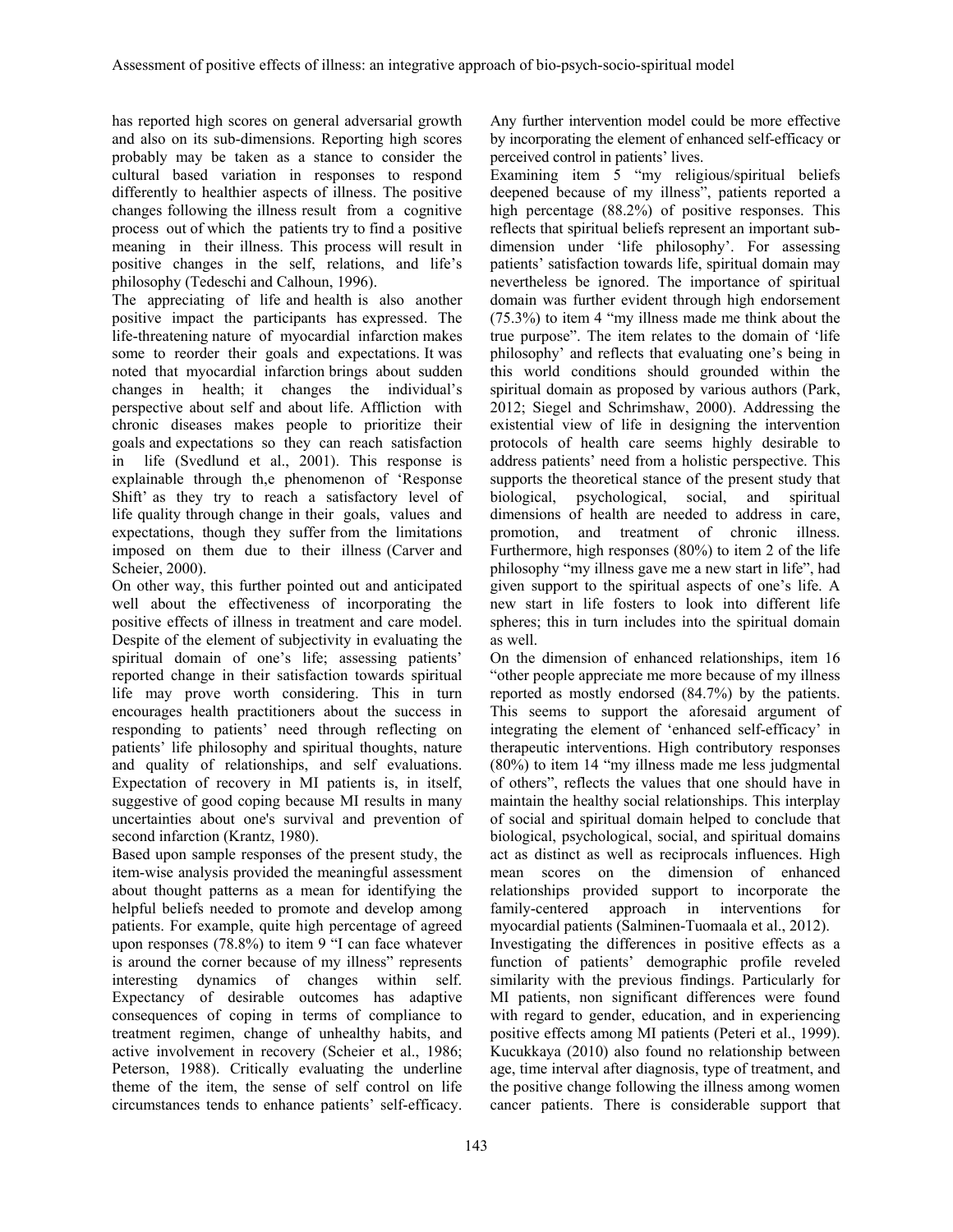has reported high scores on general adversarial growth and also on its sub-dimensions. Reporting high scores probably may be taken as a stance to consider the cultural based variation in responses to respond differently to healthier aspects of illness. The positive changes following the illness result from a cognitive process out of which the patients try to find a positive meaning in their illness. This process will result in positive changes in the self, relations, and life's philosophy (Tedeschi and Calhoun, 1996).

The appreciating of life and health is also another positive impact the participants has expressed. The life-threatening nature of myocardial infarction makes some to reorder their goals and expectations. It was noted that myocardial infarction brings about sudden changes in health; it changes the individual's perspective about self and about life. Affliction with chronic diseases makes people to prioritize their goals and expectations so they can reach satisfaction in life (Svedlund et al., 2001). This response is explainable through th,e phenomenon of 'Response Shift' as they try to reach a satisfactory level of life quality through change in their goals, values and expectations, though they suffer from the limitations imposed on them due to their illness (Carver and Scheier, 2000).

On other way, this further pointed out and anticipated well about the effectiveness of incorporating the positive effects of illness in treatment and care model. Despite of the element of subjectivity in evaluating the spiritual domain of one's life; assessing patients' reported change in their satisfaction towards spiritual life may prove worth considering. This in turn encourages health practitioners about the success in responding to patients' need through reflecting on patients' life philosophy and spiritual thoughts, nature and quality of relationships, and self evaluations. Expectation of recovery in MI patients is, in itself, suggestive of good coping because MI results in many uncertainties about one's survival and prevention of second infarction (Krantz, 1980).

Based upon sample responses of the present study, the item-wise analysis provided the meaningful assessment about thought patterns as a mean for identifying the helpful beliefs needed to promote and develop among patients. For example, quite high percentage of agreed upon responses (78.8%) to item 9 "I can face whatever is around the corner because of my illness" represents interesting dynamics of changes within self. Expectancy of desirable outcomes has adaptive consequences of coping in terms of compliance to treatment regimen, change of unhealthy habits, and active involvement in recovery (Scheier et al., 1986; Peterson, 1988). Critically evaluating the underline theme of the item, the sense of self control on life circumstances tends to enhance patients' self-efficacy. Any further intervention model could be more effective by incorporating the element of enhanced self-efficacy or perceived control in patients' lives.

Examining item 5 "my religious/spiritual beliefs deepened because of my illness", patients reported a high percentage (88.2%) of positive responses. This reflects that spiritual beliefs represent an important sub-dimension under 'life philosophy'. For assessing patients' satisfaction towards life, spiritual domain may nevertheless be ignored. The importance of spiritual domain was further evident through high endorsement (75.3%) to item 4 "my illness made me think about the true purpose". The item relates to the domain of 'life philosophy' and reflects that evaluating one's being in this world conditions should grounded within the spiritual domain as proposed by various authors (Park, 2012; Siegel and Schrimshaw, 2000). Addressing the existential view of life in designing the intervention protocols of health care seems highly desirable to address patients' need from a holistic perspective. This supports the theoretical stance of the present study that biological, psychological, social, and spiritual dimensions of health are needed to address in care, promotion, and treatment of chronic illness. Furthermore, high responses (80%) to item 2 of the life philosophy "my illness gave me a new start in life", had given support to the spiritual aspects of one's life. A new start in life fosters to look into different life spheres; this in turn includes into the spiritual domain as well.

On the dimension of enhanced relationships, item 16 "other people appreciate me more because of my illness reported as mostly endorsed (84.7%) by the patients. This seems to support the aforesaid argument of integrating the element of 'enhanced self-efficacy' in therapeutic interventions. High contributory responses (80%) to item 14 "my illness made me less judgmental of others", reflects the values that one should have in maintain the healthy social relationships. This interplay of social and spiritual domain helped to conclude that biological, psychological, social, and spiritual domains act as distinct as well as reciprocals influences. High mean scores on the dimension of enhanced relationships provided support to incorporate the family-centered approach in interventions for myocardial patients (Salminen-Tuomaala et al., 2012).

Investigating the differences in positive effects as a function of patients' demographic profile reveled similarity with the previous findings. Particularly for MI patients, non significant differences were found with regard to gender, education, and in experiencing positive effects among MI patients (Peteri et al., 1999). Kucukkaya (2010) also found no relationship between age, time interval after diagnosis, type of treatment, and the positive change following the illness among women cancer patients. There is considerable support that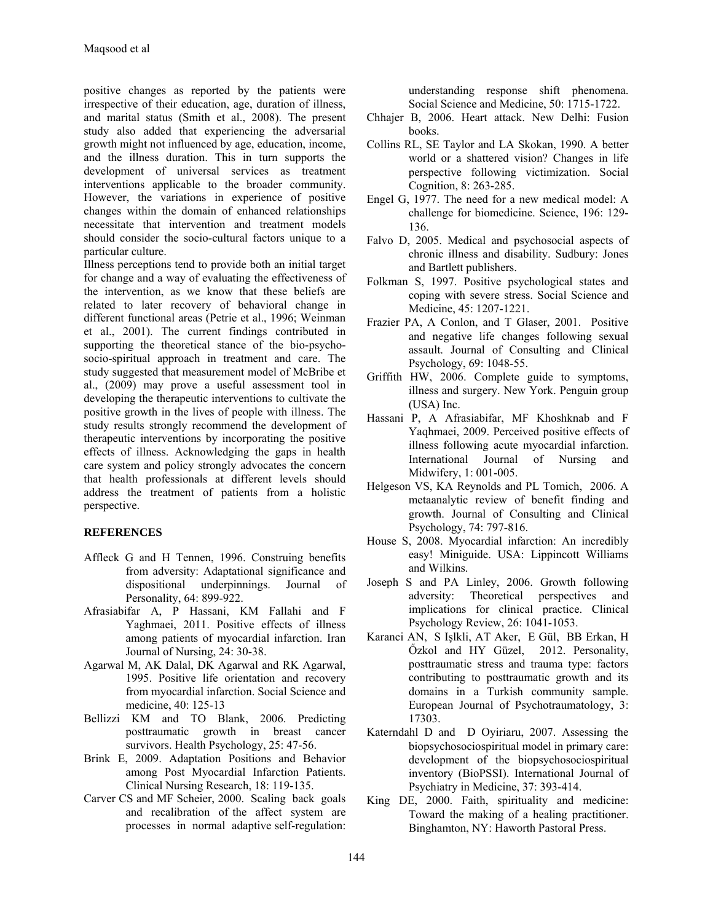positive changes as reported by the patients were irrespective of their education, age, duration of illness, and marital status (Smith et al., 2008). The present study also added that experiencing the adversarial growth might not influenced by age, education, income, and the illness duration. This in turn supports the development of universal services as treatment interventions applicable to the broader community. However, the variations in experience of positive changes within the domain of enhanced relationships necessitate that intervention and treatment models should consider the socio-cultural factors unique to a particular culture.

Illness perceptions tend to provide both an initial target for change and a way of evaluating the effectiveness of the intervention, as we know that these beliefs are related to later recovery of behavioral change in different functional areas (Petrie et al., 1996; Weinman et al., 2001). The current findings contributed in supporting the theoretical stance of the bio-psycho-socio-spiritual approach in treatment and care. The study suggested that measurement model of McBribe et al., (2009) may prove a useful assessment tool in developing the therapeutic interventions to cultivate the positive growth in the lives of people with illness. The study results strongly recommend the development of therapeutic interventions by incorporating the positive effects of illness. Acknowledging the gaps in health care system and policy strongly advocates the concern that health professionals at different levels should address the treatment of patients from a holistic perspective.

## REFERENCES

Affleck G and H Tennen, 1996. Construing benefits from adversity: Adaptational significance and dispositional underpinnings. Journal of Personality, 64: 899-922.

Afrasiabifar A, P Hassani, KM Fallahi and F Yaghmaei, 2011. Positive effects of illness among patients of myocardial infarction. Iran Journal of Nursing, 24: 30-38.

Agarwal M, AK Dalal, DK Agarwal and RK Agarwal, 1995. Positive life orientation and recovery from myocardial infarction. Social Science and medicine, 40: 125-13

Bellizzi KM and TO Blank, 2006. Predicting posttraumatic growth in breast cancer survivors. Health Psychology, 25: 47-56.

Brink E, 2009. Adaptation Positions and Behavior among Post Myocardial Infarction Patients. Clinical Nursing Research, 18: 119-135.

Carver CS and MF Scheier, 2000. Scaling back goals and recalibration of the affect system are processes in normal adaptive self-regulation: understanding response shift phenomena. Social Science and Medicine, 50: 1715-1722.

Chhajer B, 2006. Heart attack. New Delhi: Fusion books.

Collins RL, SE Taylor and LA Skokan, 1990. A better world or a shattered vision? Changes in life perspective following victimization. Social Cognition, 8: 263-285.

Engel G, 1977. The need for a new medical model: A challenge for biomedicine. Science, 196: 129-136.

Falvo D, 2005. Medical and psychosocial aspects of chronic illness and disability. Sudbury: Jones and Bartlett publishers.

Folkman S, 1997. Positive psychological states and coping with severe stress. Social Science and Medicine, 45: 1207-1221.

Frazier PA, A Conlon, and T Glaser, 2001. Positive and negative life changes following sexual assault. Journal of Consulting and Clinical Psychology, 69: 1048-55.

Griffith HW, 2006. Complete guide to symptoms, illness and surgery. New York. Penguin group (USA) Inc.

Hassani P, A Afrasiabifar, MF Khoshknab and F Yaqhmaei, 2009. Perceived positive effects of illness following acute myocardial infarction. International Journal of Nursing and Midwifery, 1: 001-005.

Helgeson VS, KA Reynolds and PL Tomich, 2006. A metaanalytic review of benefit finding and growth. Journal of Consulting and Clinical Psychology, 74: 797-816.

House S, 2008. Myocardial infarction: An incredibly easy! Miniguide. USA: Lippincott Williams and Wilkins.

Joseph S and PA Linley, 2006. Growth following adversity: Theoretical perspectives and implications for clinical practice. Clinical Psychology Review, 26: 1041-1053.

Karanci AN, S Işlkli, AT Aker, E Gül, BB Erkan, H Őzkol and HY Güzel, 2012. Personality, posttraumatic stress and trauma type: factors contributing to posttraumatic growth and its domains in a Turkish community sample. European Journal of Psychotraumatology, 3: 17303.

Katerndahl D and D Oyiriaru, 2007. Assessing the biopsychosociospiritual model in primary care: development of the biopsychosociospiritual inventory (BioPSSI). International Journal of Psychiatry in Medicine, 37: 393-414.

King DE, 2000. Faith, spirituality and medicine: Toward the making of a healing practitioner. Binghamton, NY: Haworth Pastoral Press.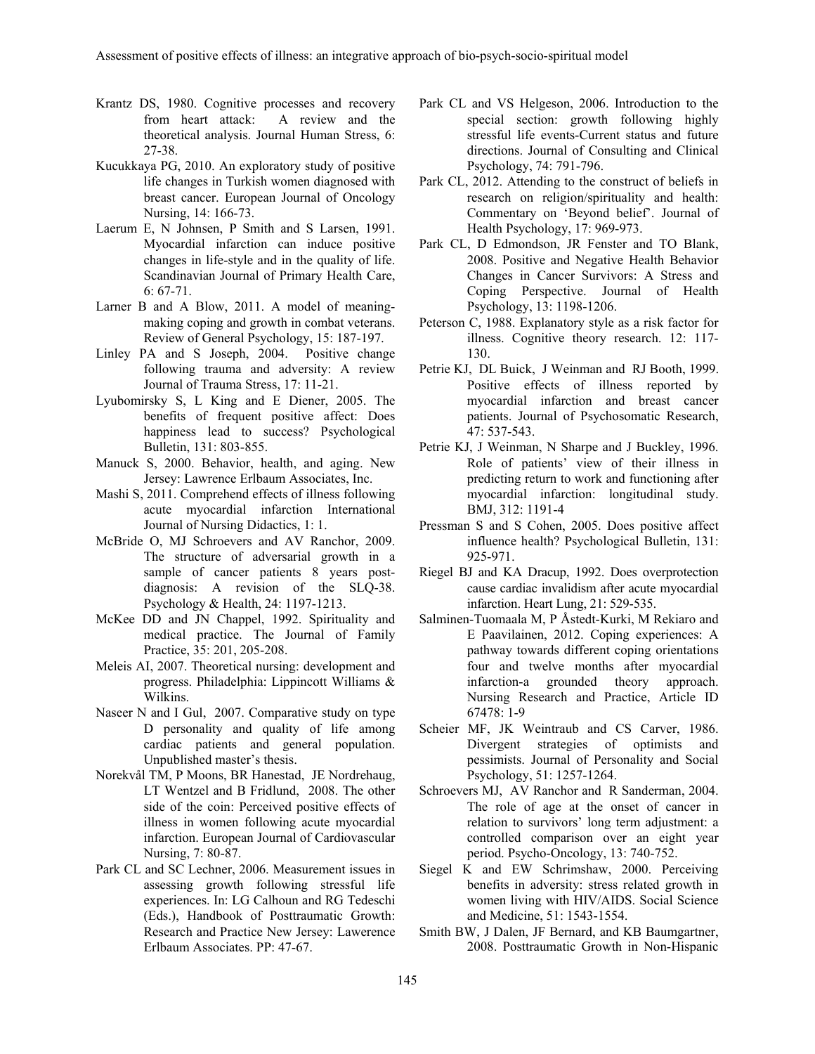Krantz DS, 1980. Cognitive processes and recovery from heart attack: A review and the theoretical analysis. Journal Human Stress, 6: 27-38.

Kucukkaya PG, 2010. An exploratory study of positive life changes in Turkish women diagnosed with breast cancer. European Journal of Oncology Nursing, 14: 166-73.

Laerum E, N Johnsen, P Smith and S Larsen, 1991. Myocardial infarction can induce positive changes in life-style and in the quality of life. Scandinavian Journal of Primary Health Care, 6: 67-71.

Larner B and A Blow, 2011. A model of meaning-making coping and growth in combat veterans. Review of General Psychology, 15: 187-197.

Linley PA and S Joseph, 2004. Positive change following trauma and adversity: A review Journal of Trauma Stress, 17: 11-21.

Lyubomirsky S, L King and E Diener, 2005. The benefits of frequent positive affect: Does happiness lead to success? Psychological Bulletin, 131: 803-855.

Manuck S, 2000. Behavior, health, and aging. New Jersey: Lawrence Erlbaum Associates, Inc.

Mashi S, 2011. Comprehend effects of illness following acute myocardial infarction International Journal of Nursing Didactics, 1: 1.

McBride O, MJ Schroevers and AV Ranchor, 2009. The structure of adversarial growth in a sample of cancer patients 8 years post-diagnosis: A revision of the SLQ-38. Psychology & Health, 24: 1197-1213.

McKee DD and JN Chappel, 1992. Spirituality and medical practice. The Journal of Family Practice, 35: 201, 205-208.

Meleis AI, 2007. Theoretical nursing: development and progress. Philadelphia: Lippincott Williams & Wilkins.

Naseer N and I Gul, 2007. Comparative study on type D personality and quality of life among cardiac patients and general population. Unpublished master's thesis.

Norekvål TM, P Moons, BR Hanestad, JE Nordrehaug, LT Wentzel and B Fridlund, 2008. The other side of the coin: Perceived positive effects of illness in women following acute myocardial infarction. European Journal of Cardiovascular Nursing, 7: 80-87.

Park CL and SC Lechner, 2006. Measurement issues in assessing growth following stressful life experiences. In: LG Calhoun and RG Tedeschi (Eds.), Handbook of Posttraumatic Growth: Research and Practice New Jersey: Lawerence Erlbaum Associates. PP: 47-67.

Park CL and VS Helgeson, 2006. Introduction to the special section: growth following highly stressful life events-Current status and future directions. Journal of Consulting and Clinical Psychology, 74: 791-796.

Park CL, 2012. Attending to the construct of beliefs in research on religion/spirituality and health: Commentary on 'Beyond belief'. Journal of Health Psychology, 17: 969-973.

Park CL, D Edmondson, JR Fenster and TO Blank, 2008. Positive and Negative Health Behavior Changes in Cancer Survivors: A Stress and Coping Perspective. Journal of Health Psychology, 13: 1198-1206.

Peterson C, 1988. Explanatory style as a risk factor for illness. Cognitive theory research. 12: 117-130.

Petrie KJ, DL Buick, J Weinman and RJ Booth, 1999. Positive effects of illness reported by myocardial infarction and breast cancer patients. Journal of Psychosomatic Research, 47: 537-543.

Petrie KJ, J Weinman, N Sharpe and J Buckley, 1996. Role of patients' view of their illness in predicting return to work and functioning after myocardial infarction: longitudinal study. BMJ, 312: 1191-4

Pressman S and S Cohen, 2005. Does positive affect influence health? Psychological Bulletin, 131: 925-971.

Riegel BJ and KA Dracup, 1992. Does overprotection cause cardiac invalidism after acute myocardial infarction. Heart Lung, 21: 529-535.

Salminen-Tuomaala M, P Åstedt-Kurki, M Rekiaro and E Paavilainen, 2012. Coping experiences: A pathway towards different coping orientations four and twelve months after myocardial infarction-a grounded theory approach. Nursing Research and Practice, Article ID 67478: 1-9

Scheier MF, JK Weintraub and CS Carver, 1986. Divergent strategies of optimists and pessimists. Journal of Personality and Social Psychology, 51: 1257-1264.

Schroevers MJ, AV Ranchor and R Sanderman, 2004. The role of age at the onset of cancer in relation to survivors' long term adjustment: a controlled comparison over an eight year period. Psycho-Oncology, 13: 740-752.

Siegel K and EW Schrimshaw, 2000. Perceiving benefits in adversity: stress related growth in women living with HIV/AIDS. Social Science and Medicine, 51: 1543-1554.

Smith BW, J Dalen, JF Bernard, and KB Baumgartner, 2008. Posttraumatic Growth in Non-Hispanic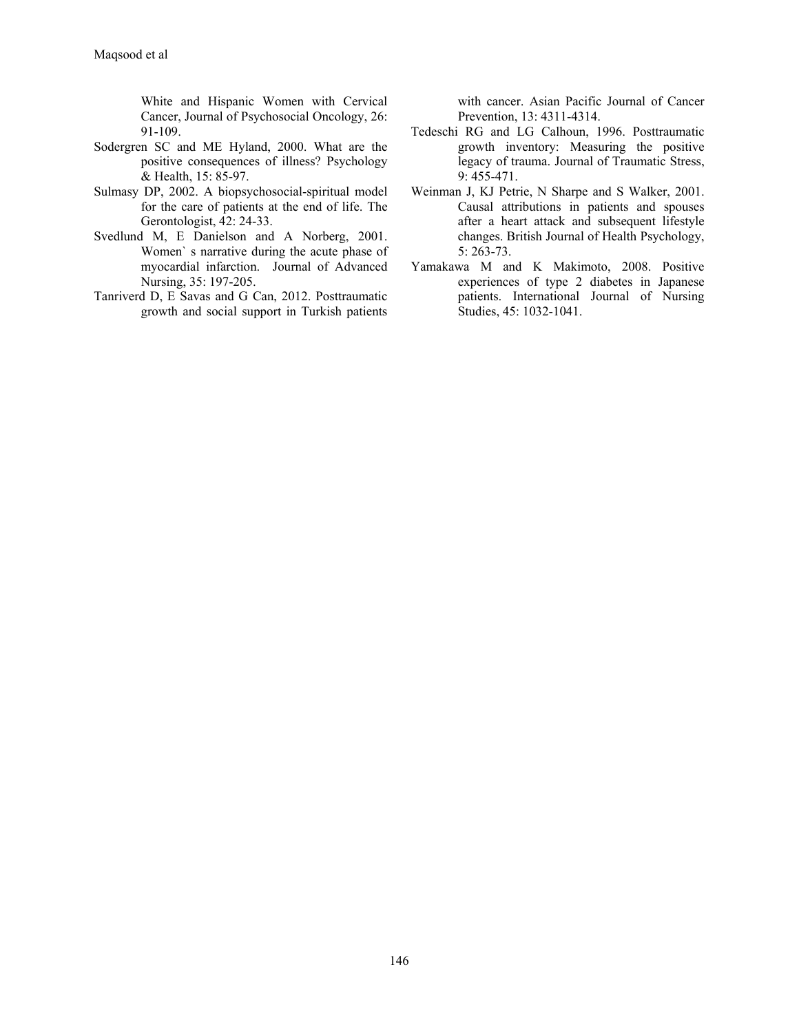White and Hispanic Women with Cervical Cancer, Journal of Psychosocial Oncology, 26: 91-109.

Sodergren SC and ME Hyland, 2000. What are the positive consequences of illness? Psychology & Health, 15: 85-97.

Sulmasy DP, 2002. A biopsychosocial-spiritual model for the care of patients at the end of life. The Gerontologist, 42: 24-33.

Svedlund M, E Danielson and A Norberg, 2001. Women` s narrative during the acute phase of myocardial infarction. Journal of Advanced Nursing, 35: 197-205.

Tanriverd D, E Savas and G Can, 2012. Posttraumatic growth and social support in Turkish patients with cancer. Asian Pacific Journal of Cancer Prevention, 13: 4311-4314.

Tedeschi RG and LG Calhoun, 1996. Posttraumatic growth inventory: Measuring the positive legacy of trauma. Journal of Traumatic Stress, 9: 455-471.

Weinman J, KJ Petrie, N Sharpe and S Walker, 2001. Causal attributions in patients and spouses after a heart attack and subsequent lifestyle changes. British Journal of Health Psychology, 5: 263-73.

Yamakawa M and K Makimoto, 2008. Positive experiences of type 2 diabetes in Japanese patients. International Journal of Nursing Studies, 45: 1032-1041.